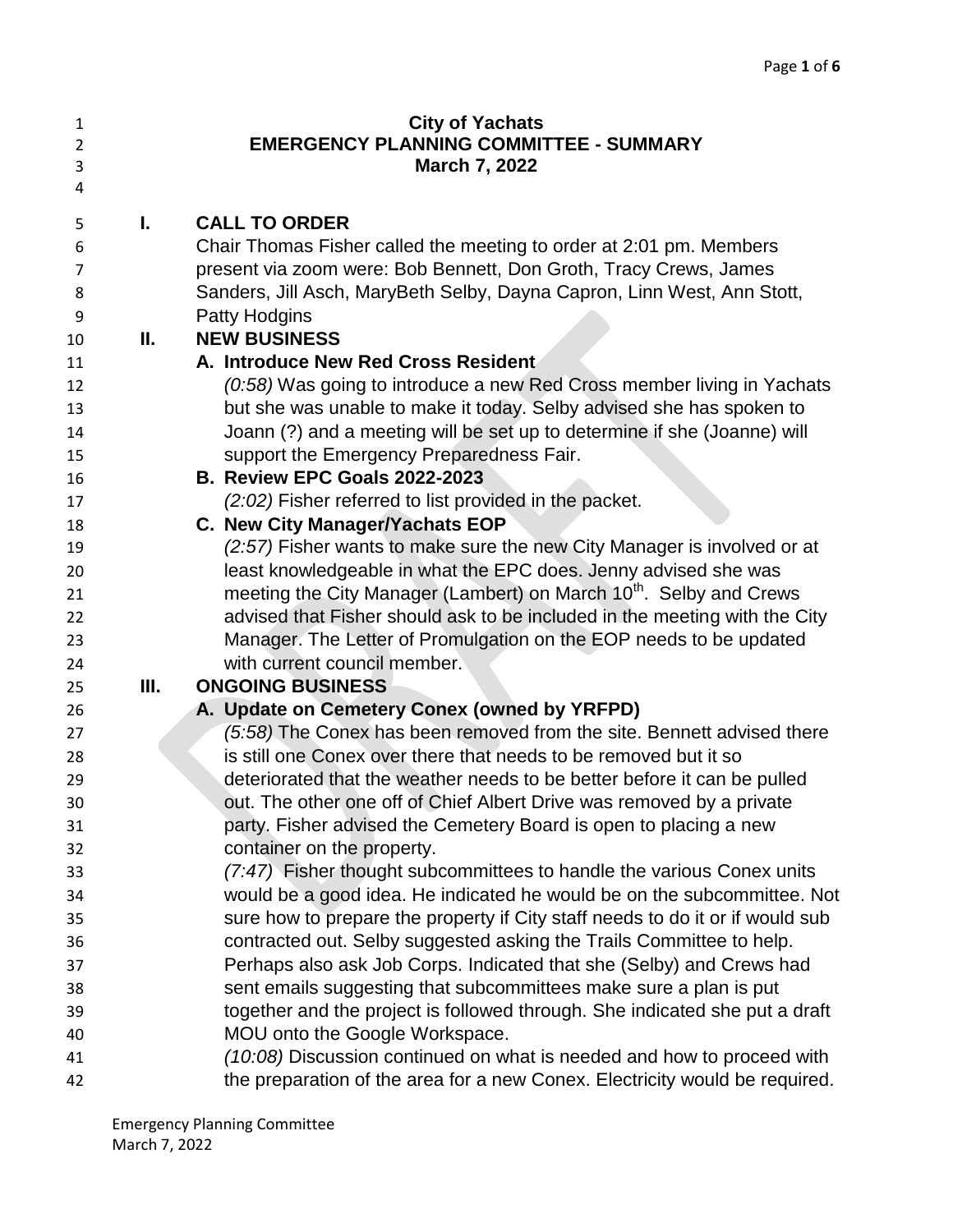# City of Yachats
## EMERGENCY PLANNING COMMITTEE - SUMMARY
### March 7, 2022

## I. CALL TO ORDER

Chair Thomas Fisher called the meeting to order at 2:01 pm. Members present via zoom were: Bob Bennett, Don Groth, Tracy Crews, James Sanders, Jill Asch, MaryBeth Selby, Dayna Capron, Linn West, Ann Stott, Patty Hodgins

## II. NEW BUSINESS

### A. Introduce New Red Cross Resident

*(0:58)* Was going to introduce a new Red Cross member living in Yachats but she was unable to make it today. Selby advised she has spoken to Joann (?) and a meeting will be set up to determine if she (Joanne) will support the Emergency Preparedness Fair.

### B. Review EPC Goals 2022-2023

*(2:02)* Fisher referred to list provided in the packet.

### C. New City Manager/Yachats EOP

*(2:57)* Fisher wants to make sure the new City Manager is involved or at least knowledgeable in what the EPC does. Jenny advised she was meeting the City Manager (Lambert) on March 10th. Selby and Crews advised that Fisher should ask to be included in the meeting with the City Manager. The Letter of Promulgation on the EOP needs to be updated with current council member.

## III. ONGOING BUSINESS

### A. Update on Cemetery Conex (owned by YRFPD)

*(5:58)* The Conex has been removed from the site. Bennett advised there is still one Conex over there that needs to be removed but it so deteriorated that the weather needs to be better before it can be pulled out. The other one off of Chief Albert Drive was removed by a private party. Fisher advised the Cemetery Board is open to placing a new container on the property.

*(7:47)* Fisher thought subcommittees to handle the various Conex units would be a good idea. He indicated he would be on the subcommittee. Not sure how to prepare the property if City staff needs to do it or if would sub contracted out. Selby suggested asking the Trails Committee to help. Perhaps also ask Job Corps. Indicated that she (Selby) and Crews had sent emails suggesting that subcommittees make sure a plan is put together and the project is followed through. She indicated she put a draft MOU onto the Google Workspace.

*(10:08)* Discussion continued on what is needed and how to proceed with the preparation of the area for a new Conex. Electricity would be required.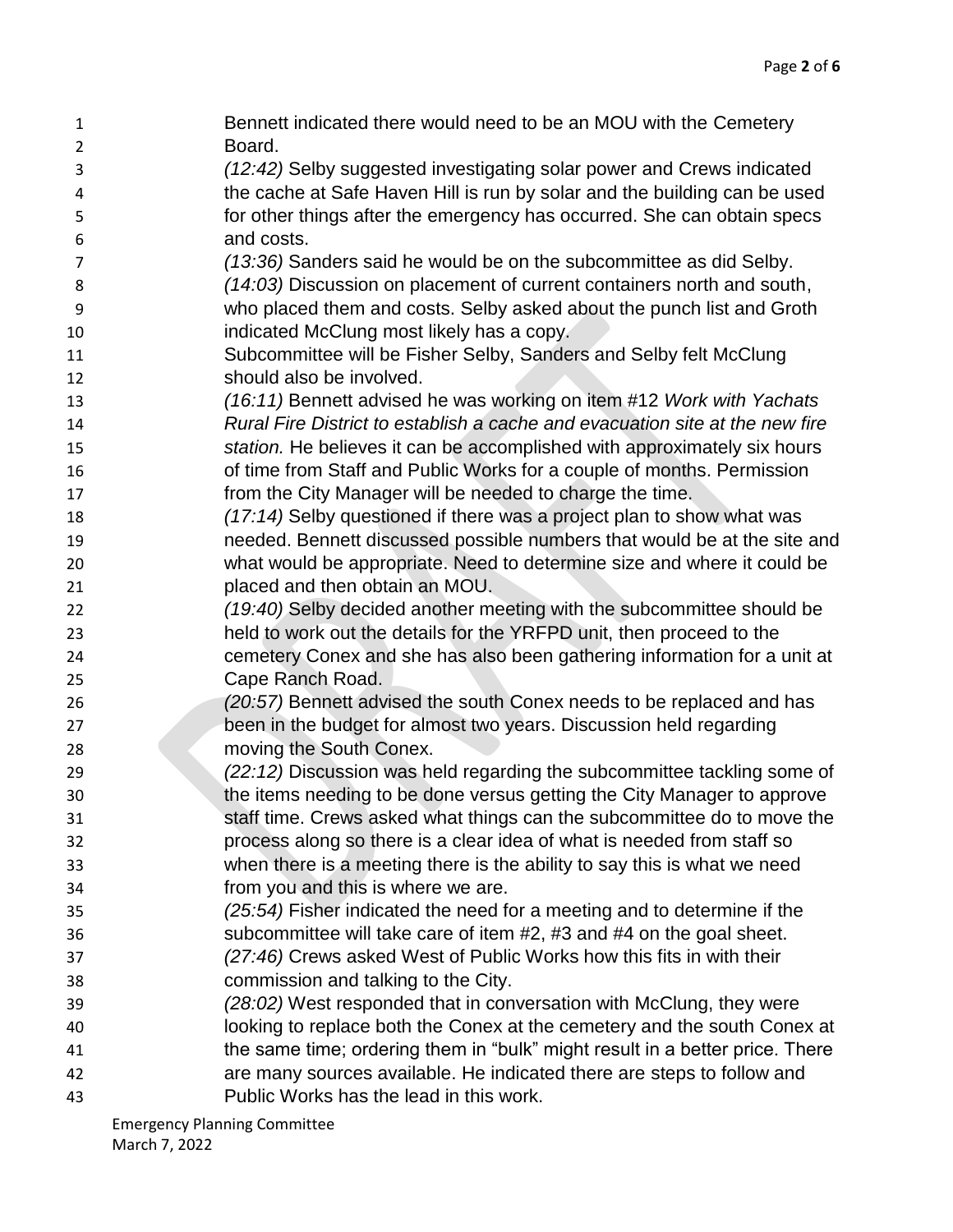Bennett indicated there would need to be an MOU with the Cemetery Board.

*(12:42)* Selby suggested investigating solar power and Crews indicated the cache at Safe Haven Hill is run by solar and the building can be used for other things after the emergency has occurred. She can obtain specs and costs.

*(13:36)* Sanders said he would be on the subcommittee as did Selby.

*(14:03)* Discussion on placement of current containers north and south, who placed them and costs. Selby asked about the punch list and Groth indicated McClung most likely has a copy.

Subcommittee will be Fisher Selby, Sanders and Selby felt McClung should also be involved.

*(16:11)* Bennett advised he was working on item #12 *Work with Yachats Rural Fire District to establish a cache and evacuation site at the new fire station.* He believes it can be accomplished with approximately six hours of time from Staff and Public Works for a couple of months. Permission from the City Manager will be needed to charge the time.

*(17:14)* Selby questioned if there was a project plan to show what was needed. Bennett discussed possible numbers that would be at the site and what would be appropriate. Need to determine size and where it could be placed and then obtain an MOU.

*(19:40)* Selby decided another meeting with the subcommittee should be held to work out the details for the YRFPD unit, then proceed to the cemetery Conex and she has also been gathering information for a unit at Cape Ranch Road.

*(20:57)* Bennett advised the south Conex needs to be replaced and has been in the budget for almost two years. Discussion held regarding moving the South Conex.

*(22:12)* Discussion was held regarding the subcommittee tackling some of the items needing to be done versus getting the City Manager to approve staff time. Crews asked what things can the subcommittee do to move the process along so there is a clear idea of what is needed from staff so when there is a meeting there is the ability to say this is what we need from you and this is where we are.

*(25:54)* Fisher indicated the need for a meeting and to determine if the subcommittee will take care of item #2, #3 and #4 on the goal sheet.

*(27:46)* Crews asked West of Public Works how this fits in with their commission and talking to the City.

*(28:02)* West responded that in conversation with McClung, they were looking to replace both the Conex at the cemetery and the south Conex at the same time; ordering them in "bulk" might result in a better price. There are many sources available. He indicated there are steps to follow and Public Works has the lead in this work.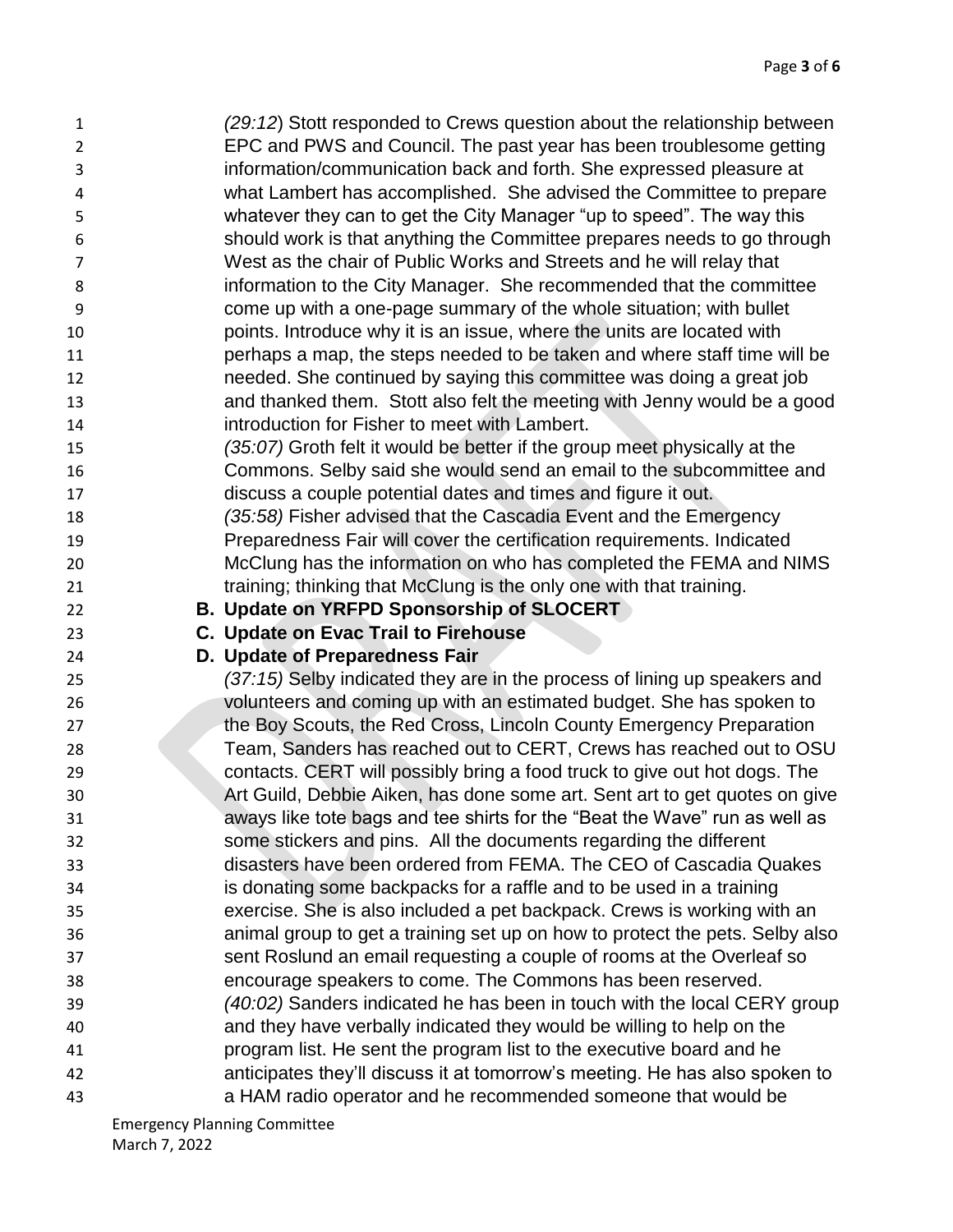*(29:12*) Stott responded to Crews question about the relationship between EPC and PWS and Council. The past year has been troublesome getting information/communication back and forth. She expressed pleasure at what Lambert has accomplished. She advised the Committee to prepare whatever they can to get the City Manager "up to speed". The way this should work is that anything the Committee prepares needs to go through West as the chair of Public Works and Streets and he will relay that information to the City Manager. She recommended that the committee come up with a one-page summary of the whole situation; with bullet points. Introduce why it is an issue, where the units are located with perhaps a map, the steps needed to be taken and where staff time will be needed. She continued by saying this committee was doing a great job and thanked them. Stott also felt the meeting with Jenny would be a good introduction for Fisher to meet with Lambert.

*(35:07)* Groth felt it would be better if the group meet physically at the Commons. Selby said she would send an email to the subcommittee and discuss a couple potential dates and times and figure it out.

*(35:58)* Fisher advised that the Cascadia Event and the Emergency Preparedness Fair will cover the certification requirements. Indicated McClung has the information on who has completed the FEMA and NIMS training; thinking that McClung is the only one with that training.

**B. Update on YRFPD Sponsorship of SLOCERT**

**C. Update on Evac Trail to Firehouse**

**D. Update of Preparedness Fair**

*(37:15)* Selby indicated they are in the process of lining up speakers and volunteers and coming up with an estimated budget. She has spoken to the Boy Scouts, the Red Cross, Lincoln County Emergency Preparation Team, Sanders has reached out to CERT, Crews has reached out to OSU contacts. CERT will possibly bring a food truck to give out hot dogs. The Art Guild, Debbie Aiken, has done some art. Sent art to get quotes on give aways like tote bags and tee shirts for the "Beat the Wave" run as well as some stickers and pins. All the documents regarding the different disasters have been ordered from FEMA. The CEO of Cascadia Quakes is donating some backpacks for a raffle and to be used in a training exercise. She is also included a pet backpack. Crews is working with an animal group to get a training set up on how to protect the pets. Selby also sent Roslund an email requesting a couple of rooms at the Overleaf so encourage speakers to come. The Commons has been reserved.

*(40:02)* Sanders indicated he has been in touch with the local CERY group and they have verbally indicated they would be willing to help on the program list. He sent the program list to the executive board and he anticipates they'll discuss it at tomorrow's meeting. He has also spoken to a HAM radio operator and he recommended someone that would be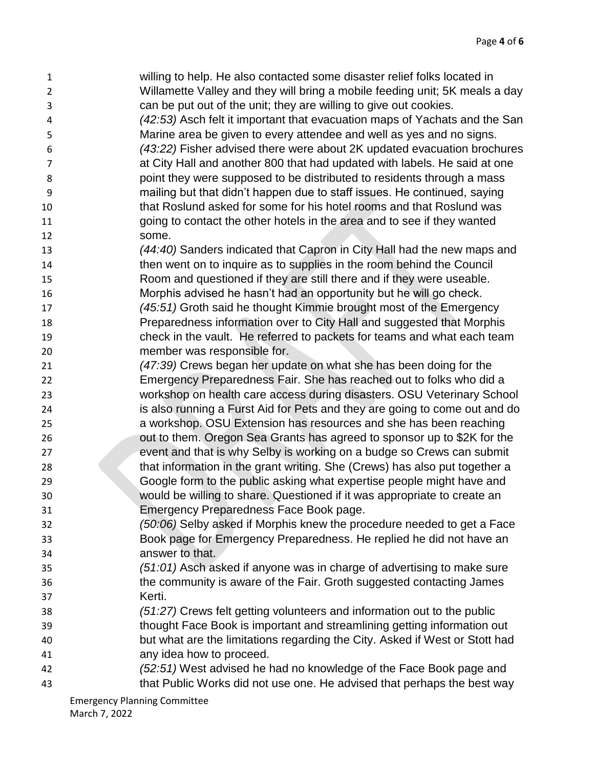willing to help. He also contacted some disaster relief folks located in Willamette Valley and they will bring a mobile feeding unit; 5K meals a day can be put out of the unit; they are willing to give out cookies.

*(42:53)* Asch felt it important that evacuation maps of Yachats and the San Marine area be given to every attendee and well as yes and no signs.

*(43:22)* Fisher advised there were about 2K updated evacuation brochures at City Hall and another 800 that had updated with labels. He said at one point they were supposed to be distributed to residents through a mass mailing but that didn't happen due to staff issues. He continued, saying that Roslund asked for some for his hotel rooms and that Roslund was going to contact the other hotels in the area and to see if they wanted some.

*(44:40)* Sanders indicated that Capron in City Hall had the new maps and then went on to inquire as to supplies in the room behind the Council Room and questioned if they are still there and if they were useable. Morphis advised he hasn't had an opportunity but he will go check.

*(45:51)* Groth said he thought Kimmie brought most of the Emergency Preparedness information over to City Hall and suggested that Morphis check in the vault. He referred to packets for teams and what each team member was responsible for.

*(47:39)* Crews began her update on what she has been doing for the Emergency Preparedness Fair. She has reached out to folks who did a workshop on health care access during disasters. OSU Veterinary School is also running a Furst Aid for Pets and they are going to come out and do a workshop. OSU Extension has resources and she has been reaching out to them. Oregon Sea Grants has agreed to sponsor up to $2K for the event and that is why Selby is working on a budge so Crews can submit that information in the grant writing. She (Crews) has also put together a Google form to the public asking what expertise people might have and would be willing to share. Questioned if it was appropriate to create an Emergency Preparedness Face Book page.

*(50:06)* Selby asked if Morphis knew the procedure needed to get a Face Book page for Emergency Preparedness. He replied he did not have an answer to that.

*(51:01)* Asch asked if anyone was in charge of advertising to make sure the community is aware of the Fair. Groth suggested contacting James Kerti.

*(51:27)* Crews felt getting volunteers and information out to the public thought Face Book is important and streamlining getting information out but what are the limitations regarding the City. Asked if West or Stott had any idea how to proceed.

*(52:51)* West advised he had no knowledge of the Face Book page and that Public Works did not use one. He advised that perhaps the best way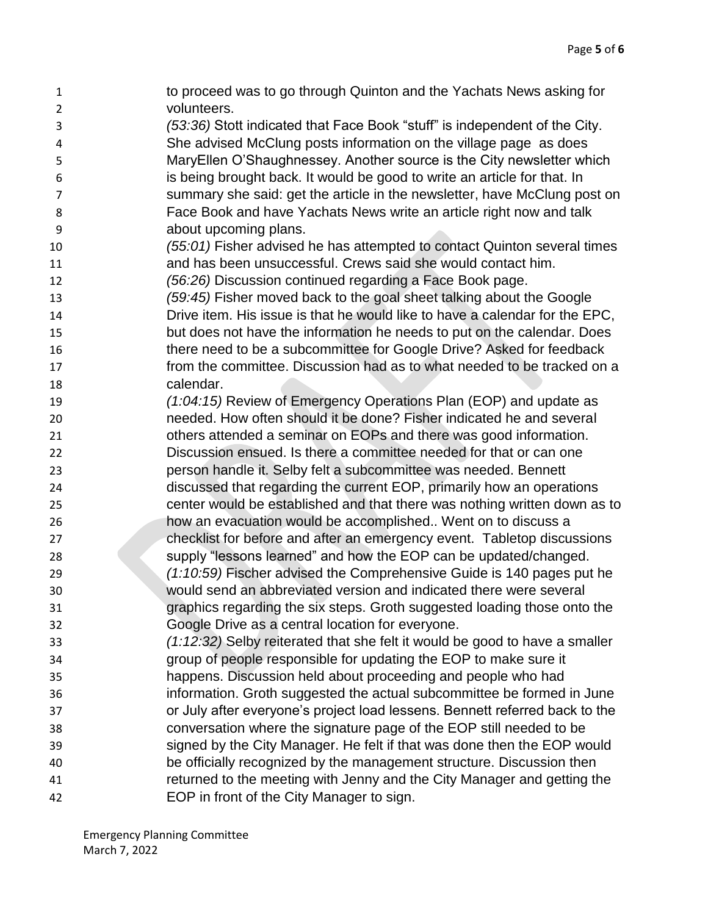to proceed was to go through Quinton and the Yachats News asking for volunteers.

*(53:36)* Stott indicated that Face Book "stuff" is independent of the City. She advised McClung posts information on the village page as does MaryEllen O'Shaughnessey. Another source is the City newsletter which is being brought back. It would be good to write an article for that. In summary she said: get the article in the newsletter, have McClung post on Face Book and have Yachats News write an article right now and talk about upcoming plans.

*(55:01)* Fisher advised he has attempted to contact Quinton several times and has been unsuccessful. Crews said she would contact him.

*(56:26)* Discussion continued regarding a Face Book page.

*(59:45)* Fisher moved back to the goal sheet talking about the Google Drive item. His issue is that he would like to have a calendar for the EPC, but does not have the information he needs to put on the calendar. Does there need to be a subcommittee for Google Drive? Asked for feedback from the committee. Discussion had as to what needed to be tracked on a calendar.

*(1:04:15)* Review of Emergency Operations Plan (EOP) and update as needed. How often should it be done? Fisher indicated he and several others attended a seminar on EOPs and there was good information. Discussion ensued. Is there a committee needed for that or can one person handle it. Selby felt a subcommittee was needed. Bennett discussed that regarding the current EOP, primarily how an operations center would be established and that there was nothing written down as to how an evacuation would be accomplished.. Went on to discuss a checklist for before and after an emergency event. Tabletop discussions supply "lessons learned" and how the EOP can be updated/changed.

*(1:10:59)* Fischer advised the Comprehensive Guide is 140 pages put he would send an abbreviated version and indicated there were several graphics regarding the six steps. Groth suggested loading those onto the Google Drive as a central location for everyone.

*(1:12:32)* Selby reiterated that she felt it would be good to have a smaller group of people responsible for updating the EOP to make sure it happens. Discussion held about proceeding and people who had information. Groth suggested the actual subcommittee be formed in June or July after everyone's project load lessens. Bennett referred back to the conversation where the signature page of the EOP still needed to be signed by the City Manager. He felt if that was done then the EOP would be officially recognized by the management structure. Discussion then returned to the meeting with Jenny and the City Manager and getting the EOP in front of the City Manager to sign.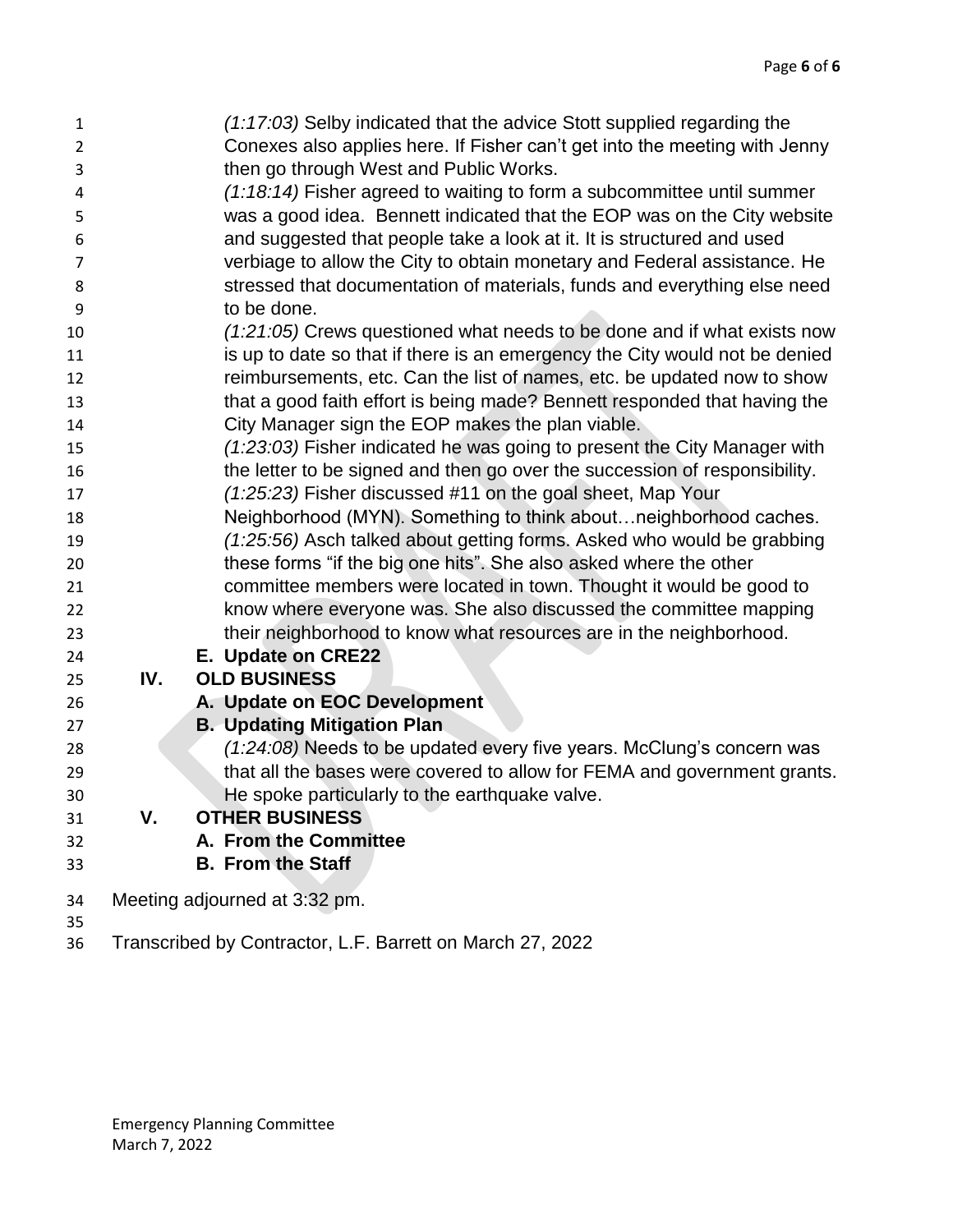*(1:17:03)* Selby indicated that the advice Stott supplied regarding the Conexes also applies here. If Fisher can't get into the meeting with Jenny then go through West and Public Works.

*(1:18:14)* Fisher agreed to waiting to form a subcommittee until summer was a good idea. Bennett indicated that the EOP was on the City website and suggested that people take a look at it. It is structured and used verbiage to allow the City to obtain monetary and Federal assistance. He stressed that documentation of materials, funds and everything else need to be done.

*(1:21:05)* Crews questioned what needs to be done and if what exists now is up to date so that if there is an emergency the City would not be denied reimbursements, etc. Can the list of names, etc. be updated now to show that a good faith effort is being made? Bennett responded that having the City Manager sign the EOP makes the plan viable.

*(1:23:03)* Fisher indicated he was going to present the City Manager with the letter to be signed and then go over the succession of responsibility.

*(1:25:23)* Fisher discussed #11 on the goal sheet, Map Your Neighborhood (MYN). Something to think about…neighborhood caches.

*(1:25:56)* Asch talked about getting forms. Asked who would be grabbing these forms "if the big one hits". She also asked where the other committee members were located in town. Thought it would be good to know where everyone was. She also discussed the committee mapping their neighborhood to know what resources are in the neighborhood.

**E. Update on CRE22**

## IV. OLD BUSINESS

**A. Update on EOC Development**

**B. Updating Mitigation Plan**

*(1:24:08)* Needs to be updated every five years. McClung's concern was that all the bases were covered to allow for FEMA and government grants. He spoke particularly to the earthquake valve.

## V. OTHER BUSINESS

**A. From the Committee**

**B. From the Staff**

Meeting adjourned at 3:32 pm.

Transcribed by Contractor, L.F. Barrett on March 27, 2022